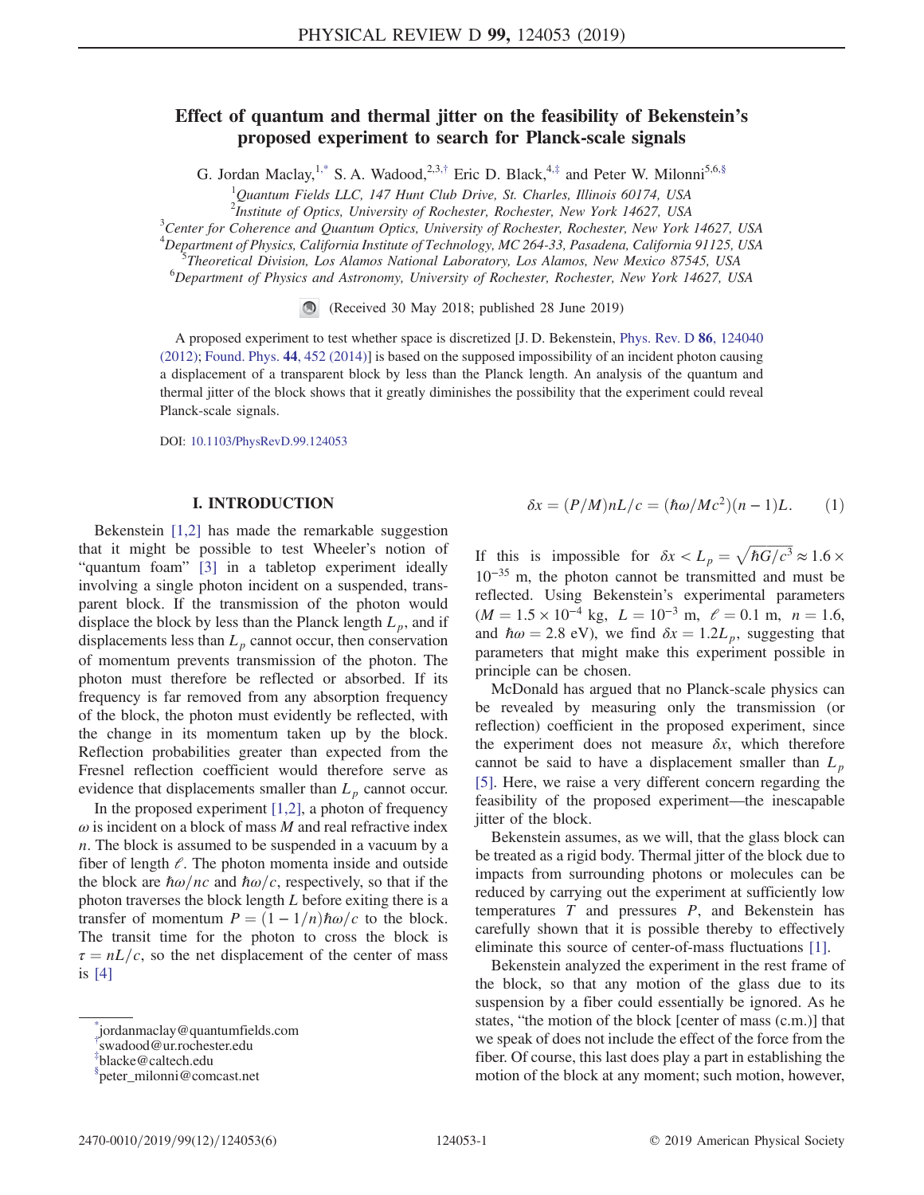# Effect of quantum and thermal jitter on the feasibility of Bekenstein's proposed experiment to search for Planck-scale signals

G. Jordan Maclay,[1,*] S. A. Wadood,[2,3,†] Eric D. Black,[4,‡] and Peter W. Milonni[5,6,§]

[1]Quantum Fields LLC, 147 Hunt Club Drive, St. Charles, Illinois 60174, USA
[2]Institute of Optics, University of Rochester, Rochester, New York 14627, USA
[3]Center for Coherence and Quantum Optics, University of Rochester, Rochester, New York 14627, USA
[4]Department of Physics, California Institute of Technology, MC 264-33, Pasadena, California 91125, USA
[5]Theoretical Division, Los Alamos National Laboratory, Los Alamos, New Mexico 87545, USA
[6]Department of Physics and Astronomy, University of Rochester, Rochester, New York 14627, USA

(Received 30 May 2018; published 28 June 2019)

A proposed experiment to test whether space is discretized [J. D. Bekenstein, Phys. Rev. D **86**, 124040 (2012); Found. Phys. **44**, 452 (2014)] is based on the supposed impossibility of an incident photon causing a displacement of a transparent block by less than the Planck length. An analysis of the quantum and thermal jitter of the block shows that it greatly diminishes the possibility that the experiment could reveal Planck-scale signals.

DOI: 10.1103/PhysRevD.99.124053

## I. INTRODUCTION

Bekenstein [1,2] has made the remarkable suggestion that it might be possible to test Wheeler's notion of "quantum foam" [3] in a tabletop experiment ideally involving a single photon incident on a suspended, transparent block. If the transmission of the photon would displace the block by less than the Planck length $L_p$, and if displacements less than $L_p$ cannot occur, then conservation of momentum prevents transmission of the photon. The photon must therefore be reflected or absorbed. If its frequency is far removed from any absorption frequency of the block, the photon must evidently be reflected, with the change in its momentum taken up by the block. Reflection probabilities greater than expected from the Fresnel reflection coefficient would therefore serve as evidence that displacements smaller than $L_p$ cannot occur.

In the proposed experiment [1,2], a photon of frequency $\omega$ is incident on a block of mass $M$ and real refractive index $n$. The block is assumed to be suspended in a vacuum by a fiber of length $\ell$. The photon momenta inside and outside the block are $\hbar\omega/nc$ and $\hbar\omega/c$, respectively, so that if the photon traverses the block length $L$ before exiting there is a transfer of momentum $P = (1 - 1/n)\hbar\omega/c$ to the block. The transit time for the photon to cross the block is $\tau = nL/c$, so the net displacement of the center of mass is [4]

$$\delta x = (P/M)nL/c = (\hbar\omega/Mc^2)(n-1)L. \tag{1}$$

If this is impossible for $\delta x < L_p = \sqrt{\hbar G/c^3} \approx 1.6 \times 10^{-35}$ m, the photon cannot be transmitted and must be reflected. Using Bekenstein's experimental parameters ($M = 1.5 \times 10^{-4}$ kg, $L = 10^{-3}$ m, $\ell = 0.1$ m, $n = 1.6$, and $\hbar\omega = 2.8$ eV), we find $\delta x = 1.2L_p$, suggesting that parameters that might make this experiment possible in principle can be chosen.

McDonald has argued that no Planck-scale physics can be revealed by measuring only the transmission (or reflection) coefficient in the proposed experiment, since the experiment does not measure $\delta x$, which therefore cannot be said to have a displacement smaller than $L_p$ [5]. Here, we raise a very different concern regarding the feasibility of the proposed experiment—the inescapable jitter of the block.

Bekenstein assumes, as we will, that the glass block can be treated as a rigid body. Thermal jitter of the block due to impacts from surrounding photons or molecules can be reduced by carrying out the experiment at sufficiently low temperatures $T$ and pressures $P$, and Bekenstein has carefully shown that it is possible thereby to effectively eliminate this source of center-of-mass fluctuations [1].

Bekenstein analyzed the experiment in the rest frame of the block, so that any motion of the glass due to its suspension by a fiber could essentially be ignored. As he states, "the motion of the block [center of mass (c.m.)] that we speak of does not include the effect of the force from the fiber. Of course, this last does play a part in establishing the motion of the block at any moment; such motion, however,

*jordanmaclay@quantumfields.com
†swadood@ur.rochester.edu
‡blacke@caltech.edu
§peter_milonni@comcast.net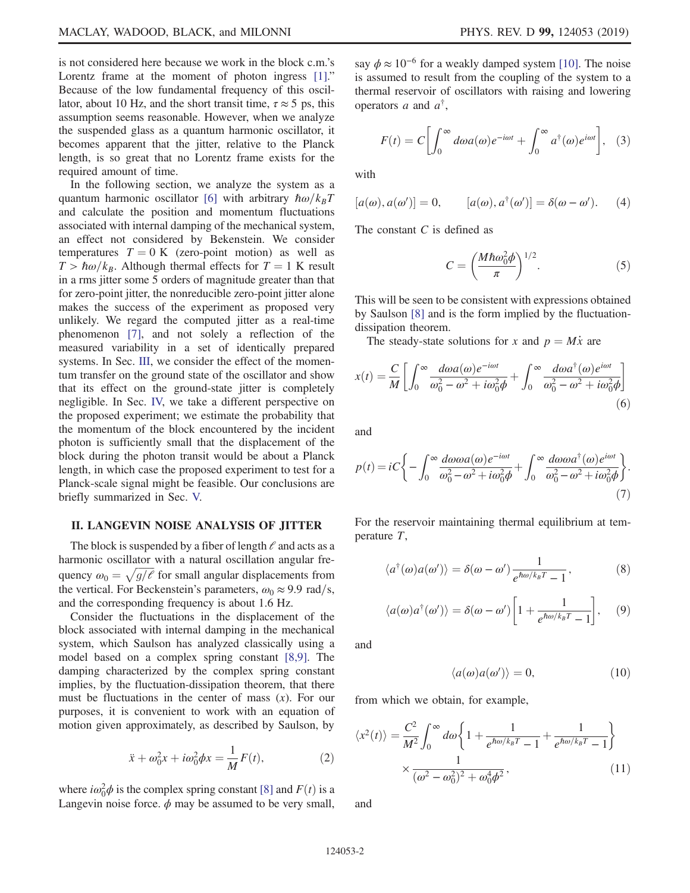is not considered here because we work in the block c.m.'s Lorentz frame at the moment of photon ingress [1]." Because of the low fundamental frequency of this oscillator, about 10 Hz, and the short transit time, $\tau \approx 5$ ps, this assumption seems reasonable. However, when we analyze the suspended glass as a quantum harmonic oscillator, it becomes apparent that the jitter, relative to the Planck length, is so great that no Lorentz frame exists for the required amount of time.

In the following section, we analyze the system as a quantum harmonic oscillator [6] with arbitrary $\hbar\omega/k_B T$ and calculate the position and momentum fluctuations associated with internal damping of the mechanical system, an effect not considered by Bekenstein. We consider temperatures $T = 0$ K (zero-point motion) as well as $T > \hbar\omega/k_B$. Although thermal effects for $T = 1$ K result in a rms jitter some 5 orders of magnitude greater than that for zero-point jitter, the nonreducible zero-point jitter alone makes the success of the experiment as proposed very unlikely. We regard the computed jitter as a real-time phenomenon [7], and not solely a reflection of the measured variability in a set of identically prepared systems. In Sec. III, we consider the effect of the momentum transfer on the ground state of the oscillator and show that its effect on the ground-state jitter is completely negligible. In Sec. IV, we take a different perspective on the proposed experiment; we estimate the probability that the momentum of the block encountered by the incident photon is sufficiently small that the displacement of the block during the photon transit would be about a Planck length, in which case the proposed experiment to test for a Planck-scale signal might be feasible. Our conclusions are briefly summarized in Sec. V.

## II. LANGEVIN NOISE ANALYSIS OF JITTER

The block is suspended by a fiber of length $\ell$ and acts as a harmonic oscillator with a natural oscillation angular frequency $\omega_0 = \sqrt{g/\ell}$ for small angular displacements from the vertical. For Beckenstein's parameters, $\omega_0 \approx 9.9$ rad/s, and the corresponding frequency is about 1.6 Hz.

Consider the fluctuations in the displacement of the block associated with internal damping in the mechanical system, which Saulson has analyzed classically using a model based on a complex spring constant [8,9]. The damping characterized by the complex spring constant implies, by the fluctuation-dissipation theorem, that there must be fluctuations in the center of mass ($x$). For our purposes, it is convenient to work with an equation of motion given approximately, as described by Saulson, by

$$\ddot{x} + \omega_0^2 x + i\omega_0^2 \phi x = \frac{1}{M} F(t), \tag{2}$$

where $i\omega_0^2\phi$ is the complex spring constant [8] and $F(t)$ is a Langevin noise force. $\phi$ may be assumed to be very small, say $\phi \approx 10^{-6}$ for a weakly damped system [10]. The noise is assumed to result from the coupling of the system to a thermal reservoir of oscillators with raising and lowering operators $a$ and $a^\dagger$,

$$F(t) = C\left[\int_0^\infty d\omega a(\omega) e^{-i\omega t} + \int_0^\infty a^\dagger(\omega) e^{i\omega t}\right], \tag{3}$$

with

$$[a(\omega), a(\omega')] = 0, \qquad [a(\omega), a^\dagger(\omega')] = \delta(\omega - \omega'). \tag{4}$$

The constant $C$ is defined as

$$C = \left(\frac{M\hbar\omega_0^2\phi}{\pi}\right)^{1/2}. \tag{5}$$

This will be seen to be consistent with expressions obtained by Saulson [8] and is the form implied by the fluctuation-dissipation theorem.

The steady-state solutions for $x$ and $p = M\dot{x}$ are

$$x(t) = \frac{C}{M}\left[\int_0^\infty \frac{d\omega a(\omega) e^{-i\omega t}}{\omega_0^2 - \omega^2 + i\omega_0^2\phi} + \int_0^\infty \frac{d\omega a^\dagger(\omega) e^{i\omega t}}{\omega_0^2 - \omega^2 + i\omega_0^2\phi}\right] \tag{6}$$

and

$$p(t) = iC\left\{-\int_0^\infty \frac{d\omega\omega a(\omega) e^{-i\omega t}}{\omega_0^2 - \omega^2 + i\omega_0^2\phi} + \int_0^\infty \frac{d\omega\omega a^\dagger(\omega) e^{i\omega t}}{\omega_0^2 - \omega^2 + i\omega_0^2\phi}\right\}. \tag{7}$$

For the reservoir maintaining thermal equilibrium at temperature $T$,

$$\langle a^\dagger(\omega) a(\omega')\rangle = \delta(\omega - \omega')\frac{1}{e^{\hbar\omega/k_B T} - 1}, \tag{8}$$

$$\langle a(\omega) a^\dagger(\omega')\rangle = \delta(\omega - \omega')\left[1 + \frac{1}{e^{\hbar\omega/k_B T} - 1}\right], \tag{9}$$

and

$$\langle a(\omega) a(\omega')\rangle = 0, \tag{10}$$

from which we obtain, for example,

$$\langle x^2(t)\rangle = \frac{C^2}{M^2}\int_0^\infty d\omega\left\{1 + \frac{1}{e^{\hbar\omega/k_B T} - 1} + \frac{1}{e^{\hbar\omega/k_B T} - 1}\right\} \times \frac{1}{(\omega^2 - \omega_0^2)^2 + \omega_0^4\phi^2}, \tag{11}$$

and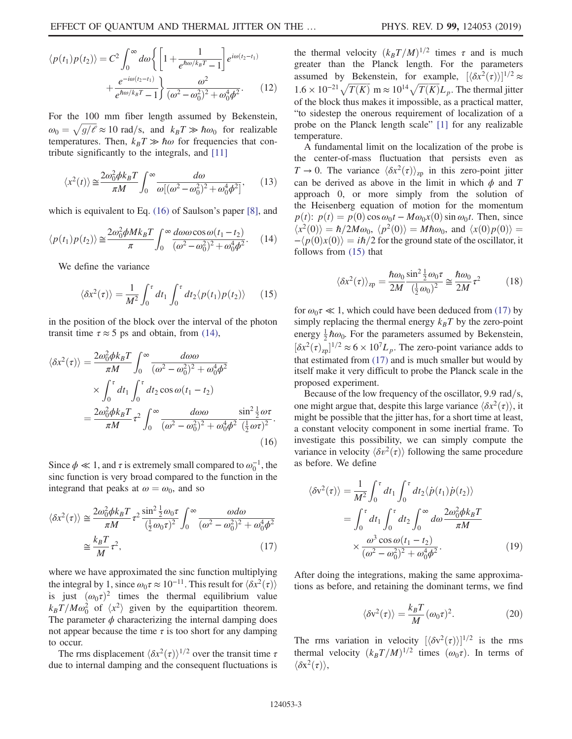$$\langle p(t_1)p(t_2)\rangle = C^2\int_0^\infty d\omega\left\{\left[1+\frac{1}{e^{\hbar\omega/k_BT}-1}\right]e^{i\omega(t_2-t_1)} + \frac{e^{-i\omega(t_2-t_1)}}{e^{\hbar\omega/k_BT}-1}\right\}\frac{\omega^2}{(\omega^2-\omega_0^2)^2+\omega_0^4\phi^2}. \tag{12}$$

For the 100 mm fiber length assumed by Bekenstein, $\omega_0 = \sqrt{g/\ell} \approx 10$ rad/s, and $k_BT \gg \hbar\omega_0$ for realizable temperatures. Then, $k_BT \gg \hbar\omega$ for frequencies that contribute significantly to the integrals, and [11]

$$\langle x^2(t)\rangle \cong \frac{2\omega_0^2\phi k_BT}{\pi M}\int_0^\infty \frac{d\omega}{\omega[(\omega^2-\omega_0^2)^2+\omega_0^4\phi^2]}, \tag{13}$$

which is equivalent to Eq. (16) of Saulson's paper [8], and

$$\langle p(t_1)p(t_2)\rangle \cong \frac{2\omega_0^2\phi M k_BT}{\pi}\int_0^\infty \frac{d\omega\omega\cos\omega(t_1-t_2)}{(\omega^2-\omega_0^2)^2+\omega_0^4\phi^2}. \tag{14}$$

We define the variance

$$\langle\delta x^2(\tau)\rangle = \frac{1}{M^2}\int_0^\tau dt_1\int_0^\tau dt_2\langle p(t_1)p(t_2)\rangle \tag{15}$$

in the position of the block over the interval of the photon transit time $\tau \approx 5$ ps and obtain, from (14),

$$\begin{aligned}\langle\delta x^2(\tau)\rangle &= \frac{2\omega_0^2\phi k_BT}{\pi M}\int_0^\infty \frac{d\omega\omega}{(\omega^2-\omega_0^2)^2+\omega_0^4\phi^2} \times \int_0^\tau dt_1\int_0^\tau dt_2\cos\omega(t_1-t_2) \\ &= \frac{2\omega_0^2\phi k_BT}{\pi M}\tau^2\int_0^\infty \frac{d\omega\omega}{(\omega^2-\omega_0^2)^2+\omega_0^4\phi^2}\frac{\sin^2\frac{1}{2}\omega\tau}{(\frac{1}{2}\omega\tau)^2}.\end{aligned} \tag{16}$$

Since $\phi \ll 1$, and $\tau$ is extremely small compared to $\omega_0^{-1}$, the sinc function is very broad compared to the function in the integrand that peaks at $\omega = \omega_0$, and so

$$\begin{aligned}\langle\delta x^2(\tau)\rangle &\cong \frac{2\omega_0^2\phi k_BT}{\pi M}\tau^2\frac{\sin^2\frac{1}{2}\omega_0\tau}{(\frac{1}{2}\omega_0\tau)^2}\int_0^\infty \frac{\omega d\omega}{(\omega^2-\omega_0^2)^2+\omega_0^4\phi^2} \\ &\cong \frac{k_BT}{M}\tau^2,\end{aligned} \tag{17}$$

where we have approximated the sinc function multiplying the integral by 1, since $\omega_0\tau \approx 10^{-11}$. This result for $\langle\delta x^2(\tau)\rangle$ is just $(\omega_0\tau)^2$ times the thermal equilibrium value $k_BT/M\omega_0^2$ of $\langle x^2\rangle$ given by the equipartition theorem. The parameter $\phi$ characterizing the internal damping does not appear because the time $\tau$ is too short for any damping to occur.

The rms displacement $\langle\delta x^2(\tau)\rangle^{1/2}$ over the transit time $\tau$ due to internal damping and the consequent fluctuations is the thermal velocity $(k_BT/M)^{1/2}$ times $\tau$ and is much greater than the Planck length. For the parameters assumed by Bekenstein, for example, $[\langle\delta x^2(\tau)\rangle]^{1/2} \approx 1.6\times 10^{-21}\sqrt{T(K)}$ m $\approx 10^{14}\sqrt{T(K)}L_p$. The thermal jitter of the block thus makes it impossible, as a practical matter, "to sidestep the onerous requirement of localization of a probe on the Planck length scale" [1] for any realizable temperature.

A fundamental limit on the localization of the probe is the center-of-mass fluctuation that persists even as $T \to 0$. The variance $\langle\delta x^2(\tau)\rangle_{\rm zp}$ in this zero-point jitter can be derived as above in the limit in which $\phi$ and $T$ approach 0, or more simply from the solution of the Heisenberg equation of motion for the momentum $p(t)$: $p(t) = p(0)\cos\omega_0 t - M\omega_0 x(0)\sin\omega_0 t$. Then, since $\langle x^2(0)\rangle = \hbar/2M\omega_0$, $\langle p^2(0)\rangle = M\hbar\omega_0$, and $\langle x(0)p(0)\rangle = -\langle p(0)x(0)\rangle = i\hbar/2$ for the ground state of the oscillator, it follows from (15) that

$$\langle\delta x^2(\tau)\rangle_{\rm zp} = \frac{\hbar\omega_0}{2M}\frac{\sin^2\frac{1}{2}\omega_0\tau}{(\frac{1}{2}\omega_0)^2} \cong \frac{\hbar\omega_0}{2M}\tau^2 \tag{18}$$

for $\omega_0\tau \ll 1$, which could have been deduced from (17) by simply replacing the thermal energy $k_BT$ by the zero-point energy $\frac{1}{2}\hbar\omega_0$. For the parameters assumed by Bekenstein, $[\delta x^2(\tau)_{\rm zp}]^{1/2} \approx 6\times 10^7 L_p$. The zero-point variance adds to that estimated from (17) and is much smaller but would by itself make it very difficult to probe the Planck scale in the proposed experiment.

Because of the low frequency of the oscillator, 9.9 rad/s, one might argue that, despite this large variance $\langle\delta x^2(\tau)\rangle$, it might be possible that the jitter has, for a short time at least, a constant velocity component in some inertial frame. To investigate this possibility, we can simply compute the variance in velocity $\langle\delta v^2(\tau)\rangle$ following the same procedure as before. We define

$$\begin{aligned}\langle\delta v^2(\tau)\rangle &= \frac{1}{M^2}\int_0^\tau dt_1\int_0^\tau dt_2\langle\dot p(t_1)\dot p(t_2)\rangle \\ &= \int_0^\tau dt_1\int_0^\tau dt_2\int_0^\infty d\omega\frac{2\omega_0^2\phi k_BT}{\pi M} \times \frac{\omega^3\cos\omega(t_1-t_2)}{(\omega^2-\omega_0^2)^2+\omega_0^4\phi^2}.\end{aligned} \tag{19}$$

After doing the integrations, making the same approximations as before, and retaining the dominant terms, we find

$$\langle\delta v^2(\tau)\rangle = \frac{k_BT}{M}(\omega_0\tau)^2. \tag{20}$$

The rms variation in velocity $[\langle\delta v^2(\tau)\rangle]^{1/2}$ is the rms thermal velocity $(k_BT/M)^{1/2}$ times $(\omega_0\tau)$. In terms of $\langle\delta x^2(\tau)\rangle$,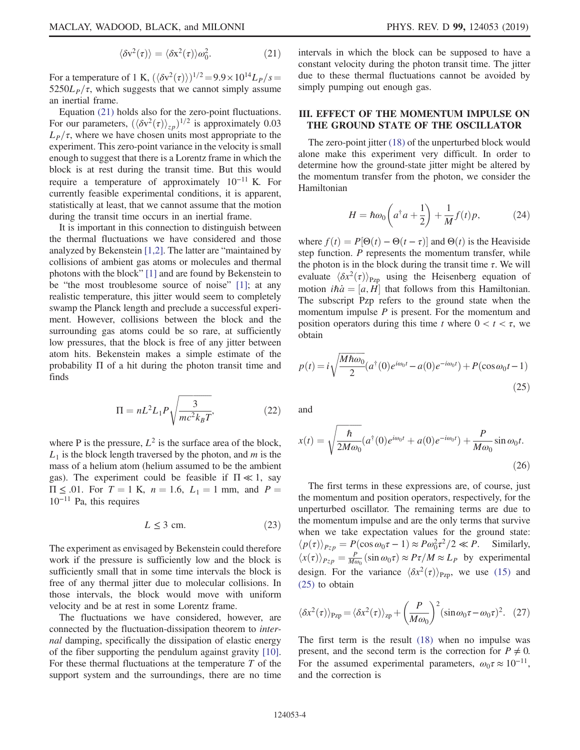$$\langle \delta v^2(\tau) \rangle = \langle \delta x^2(\tau) \rangle \omega_0^2. \tag{21}$$

For a temperature of 1 K, $(\langle \delta v^2(\tau) \rangle)^{1/2} = 9.9 \times 10^{14} L_P/s = 5250 L_P/\tau$, which suggests that we cannot simply assume an inertial frame.

Equation (21) holds also for the zero-point fluctuations. For our parameters, $(\langle \delta v^2(\tau) \rangle_{zp})^{1/2}$ is approximately 0.03 $L_P/\tau$, where we have chosen units most appropriate to the experiment. This zero-point variance in the velocity is small enough to suggest that there is a Lorentz frame in which the block is at rest during the transit time. But this would require a temperature of approximately $10^{-11}$ K. For currently feasible experimental conditions, it is apparent, statistically at least, that we cannot assume that the motion during the transit time occurs in an inertial frame.

It is important in this connection to distinguish between the thermal fluctuations we have considered and those analyzed by Bekenstein [1,2]. The latter are "maintained by collisions of ambient gas atoms or molecules and thermal photons with the block" [1] and are found by Bekenstein to be "the most troublesome source of noise" [1]; at any realistic temperature, this jitter would seem to completely swamp the Planck length and preclude a successful experiment. However, collisions between the block and the surrounding gas atoms could be so rare, at sufficiently low pressures, that the block is free of any jitter between atom hits. Bekenstein makes a simple estimate of the probability $\Pi$ of a hit during the photon transit time and finds

$$\Pi = nL^2 L_1 P \sqrt{\frac{3}{mc^2 k_B T}}, \tag{22}$$

where P is the pressure, $L^2$ is the surface area of the block, $L_1$ is the block length traversed by the photon, and $m$ is the mass of a helium atom (helium assumed to be the ambient gas). The experiment could be feasible if $\Pi \ll 1$, say $\Pi \leq .01$. For $T = 1$ K, $n = 1.6$, $L_1 = 1$ mm, and $P = 10^{-11}$ Pa, this requires

$$L \leq 3 \text{ cm}. \tag{23}$$

The experiment as envisaged by Bekenstein could therefore work if the pressure is sufficiently low and the block is sufficiently small that in some time intervals the block is free of any thermal jitter due to molecular collisions. In those intervals, the block would move with uniform velocity and be at rest in some Lorentz frame.

The fluctuations we have considered, however, are connected by the fluctuation-dissipation theorem to *internal* damping, specifically the dissipation of elastic energy of the fiber supporting the pendulum against gravity [10]. For these thermal fluctuations at the temperature $T$ of the support system and the surroundings, there are no time intervals in which the block can be supposed to have a constant velocity during the photon transit time. The jitter due to these thermal fluctuations cannot be avoided by simply pumping out enough gas.

## III. EFFECT OF THE MOMENTUM IMPULSE ON THE GROUND STATE OF THE OSCILLATOR

The zero-point jitter (18) of the unperturbed block would alone make this experiment very difficult. In order to determine how the ground-state jitter might be altered by the momentum transfer from the photon, we consider the Hamiltonian

$$H = \hbar\omega_0 \left( a^\dagger a + \frac{1}{2} \right) + \frac{1}{M} f(t) p, \tag{24}$$

where $f(t) = P[\Theta(t) - \Theta(t - \tau)]$ and $\Theta(t)$ is the Heaviside step function. $P$ represents the momentum transfer, while the photon is in the block during the transit time $\tau$. We will evaluate $\langle \delta x^2(\tau) \rangle_{\text{Pzp}}$ using the Heisenberg equation of motion $i\hbar\dot{a} = [a, H]$ that follows from this Hamiltonian. The subscript Pzp refers to the ground state when the momentum impulse $P$ is present. For the momentum and position operators during this time $t$ where $0 < t < \tau$, we obtain

$$p(t) = i\sqrt{\frac{M\hbar\omega_0}{2}} (a^\dagger(0) e^{i\omega_0 t} - a(0) e^{-i\omega_0 t}) + P(\cos\omega_0 t - 1) \tag{25}$$

and

$$x(t) = \sqrt{\frac{\hbar}{2M\omega_0}} (a^\dagger(0) e^{i\omega_0 t} + a(0) e^{-i\omega_0 t}) + \frac{P}{M\omega_0} \sin\omega_0 t. \tag{26}$$

The first terms in these expressions are, of course, just the momentum and position operators, respectively, for the unperturbed oscillator. The remaining terms are due to the momentum impulse and are the only terms that survive when we take expectation values for the ground state: $\langle p(\tau) \rangle_{Pzp} = P(\cos\omega_0\tau - 1) \approx P\omega_0^2\tau^2/2 \ll P$. Similarly, $\langle x(\tau) \rangle_{Pzp} = \frac{P}{M\omega_0}(\sin\omega_0\tau) \approx P\tau/M \approx L_P$ by experimental design. For the variance $\langle \delta x^2(\tau) \rangle_{\text{Pzp}}$, we use (15) and (25) to obtain

$$\langle \delta x^2(\tau) \rangle_{\text{Pzp}} = \langle \delta x^2(\tau) \rangle_{\text{zp}} + \left( \frac{P}{M\omega_0} \right)^2 (\sin\omega_0\tau - \omega_0\tau)^2. \tag{27}$$

The first term is the result (18) when no impulse was present, and the second term is the correction for $P \neq 0$. For the assumed experimental parameters, $\omega_0\tau \approx 10^{-11}$, and the correction is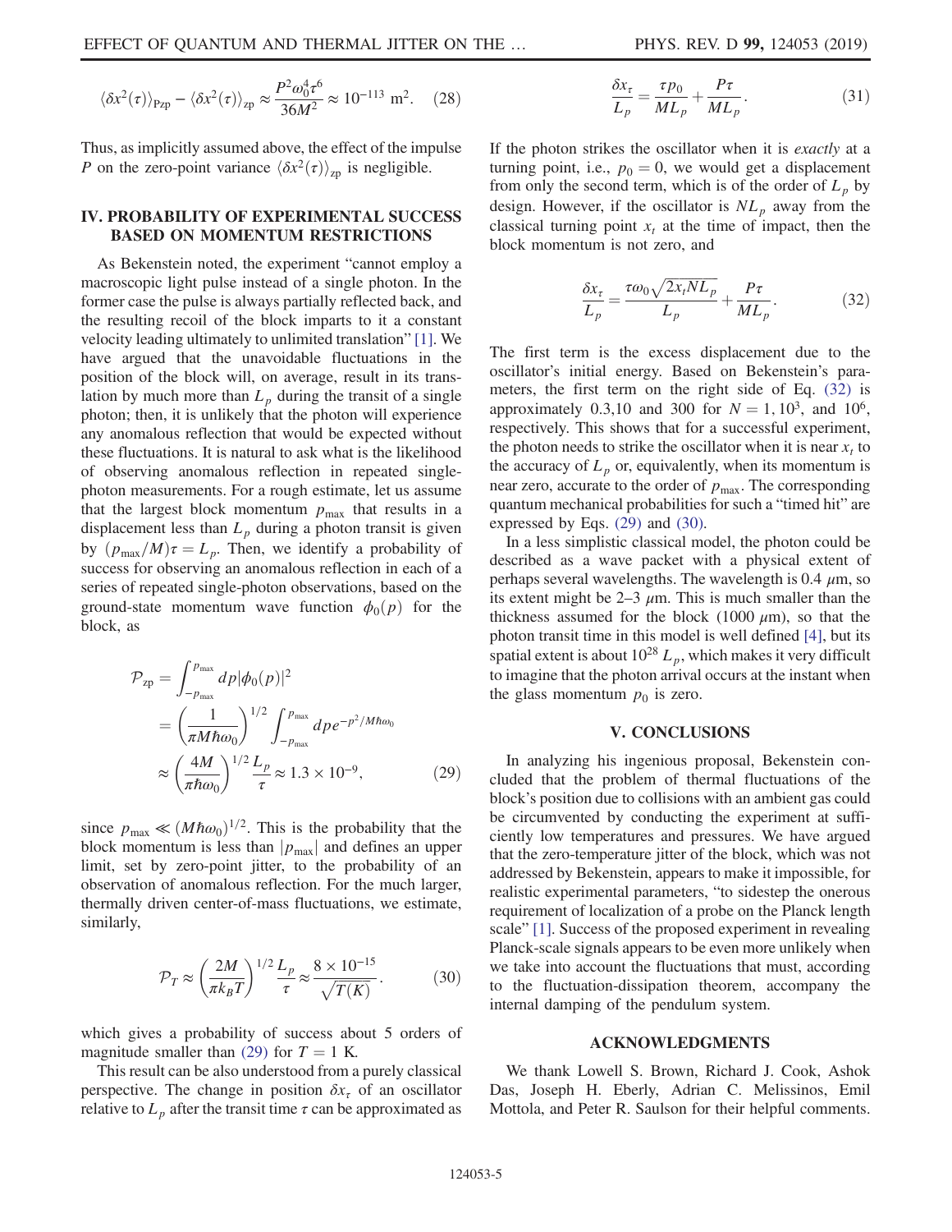$$\langle \delta x^2(\tau) \rangle_{\text{Pzp}} - \langle \delta x^2(\tau) \rangle_{\text{zp}} \approx \frac{P^2 \omega_0^4 \tau^6}{36M^2} \approx 10^{-113} \text{ m}^2. \quad (28)$$

Thus, as implicitly assumed above, the effect of the impulse $P$ on the zero-point variance $\langle \delta x^2(\tau) \rangle_{\text{zp}}$ is negligible.

## IV. PROBABILITY OF EXPERIMENTAL SUCCESS BASED ON MOMENTUM RESTRICTIONS

As Bekenstein noted, the experiment "cannot employ a macroscopic light pulse instead of a single photon. In the former case the pulse is always partially reflected back, and the resulting recoil of the block imparts to it a constant velocity leading ultimately to unlimited translation" [1]. We have argued that the unavoidable fluctuations in the position of the block will, on average, result in its translation by much more than $L_p$ during the transit of a single photon; then, it is unlikely that the photon will experience any anomalous reflection that would be expected without these fluctuations. It is natural to ask what is the likelihood of observing anomalous reflection in repeated single-photon measurements. For a rough estimate, let us assume that the largest block momentum $p_{\max}$ that results in a displacement less than $L_p$ during a photon transit is given by $(p_{\max}/M)\tau = L_p$. Then, we identify a probability of success for observing an anomalous reflection in each of a series of repeated single-photon observations, based on the ground-state momentum wave function $\phi_0(p)$ for the block, as

$$\begin{aligned}
\mathcal{P}_{\text{zp}} &= \int_{-p_{\max}}^{p_{\max}} dp |\phi_0(p)|^2 \\
&= \left( \frac{1}{\pi M \hbar \omega_0} \right)^{1/2} \int_{-p_{\max}}^{p_{\max}} dp e^{-p^2/M\hbar\omega_0} \\
&\approx \left( \frac{4M}{\pi \hbar \omega_0} \right)^{1/2} \frac{L_p}{\tau} \approx 1.3 \times 10^{-9},
\end{aligned} \quad (29)$$

since $p_{\max} \ll (M\hbar\omega_0)^{1/2}$. This is the probability that the block momentum is less than $|p_{\max}|$ and defines an upper limit, set by zero-point jitter, to the probability of an observation of anomalous reflection. For the much larger, thermally driven center-of-mass fluctuations, we estimate, similarly,

$$\mathcal{P}_T \approx \left( \frac{2M}{\pi k_B T} \right)^{1/2} \frac{L_p}{\tau} \approx \frac{8 \times 10^{-15}}{\sqrt{T(K)}}. \quad (30)$$

which gives a probability of success about 5 orders of magnitude smaller than (29) for $T = 1$ K.

This result can be also understood from a purely classical perspective. The change in position $\delta x_\tau$ of an oscillator relative to $L_p$ after the transit time $\tau$ can be approximated as

$$\frac{\delta x_\tau}{L_p} = \frac{\tau p_0}{M L_p} + \frac{P\tau}{M L_p}. \quad (31)$$

If the photon strikes the oscillator when it is *exactly* at a turning point, i.e., $p_0 = 0$, we would get a displacement from only the second term, which is of the order of $L_p$ by design. However, if the oscillator is $N L_p$ away from the classical turning point $x_t$ at the time of impact, then the block momentum is not zero, and

$$\frac{\delta x_\tau}{L_p} = \frac{\tau \omega_0 \sqrt{2 x_t N L_p}}{L_p} + \frac{P\tau}{M L_p}. \quad (32)$$

The first term is the excess displacement due to the oscillator's initial energy. Based on Bekenstein's parameters, the first term on the right side of Eq. (32) is approximately 0.3,10 and 300 for $N = 1, 10^3$, and $10^6$, respectively. This shows that for a successful experiment, the photon needs to strike the oscillator when it is near $x_t$ to the accuracy of $L_p$ or, equivalently, when its momentum is near zero, accurate to the order of $p_{\max}$. The corresponding quantum mechanical probabilities for such a "timed hit" are expressed by Eqs. (29) and (30).

In a less simplistic classical model, the photon could be described as a wave packet with a physical extent of perhaps several wavelengths. The wavelength is 0.4 $\mu$m, so its extent might be 2–3 $\mu$m. This is much smaller than the thickness assumed for the block (1000 $\mu$m), so that the photon transit time in this model is well defined [4], but its spatial extent is about $10^{28}$ $L_p$, which makes it very difficult to imagine that the photon arrival occurs at the instant when the glass momentum $p_0$ is zero.

## V. CONCLUSIONS

In analyzing his ingenious proposal, Bekenstein concluded that the problem of thermal fluctuations of the block's position due to collisions with an ambient gas could be circumvented by conducting the experiment at sufficiently low temperatures and pressures. We have argued that the zero-temperature jitter of the block, which was not addressed by Bekenstein, appears to make it impossible, for realistic experimental parameters, "to sidestep the onerous requirement of localization of a probe on the Planck length scale" [1]. Success of the proposed experiment in revealing Planck-scale signals appears to be even more unlikely when we take into account the fluctuations that must, according to the fluctuation-dissipation theorem, accompany the internal damping of the pendulum system.

## ACKNOWLEDGMENTS

We thank Lowell S. Brown, Richard J. Cook, Ashok Das, Joseph H. Eberly, Adrian C. Melissinos, Emil Mottola, and Peter R. Saulson for their helpful comments.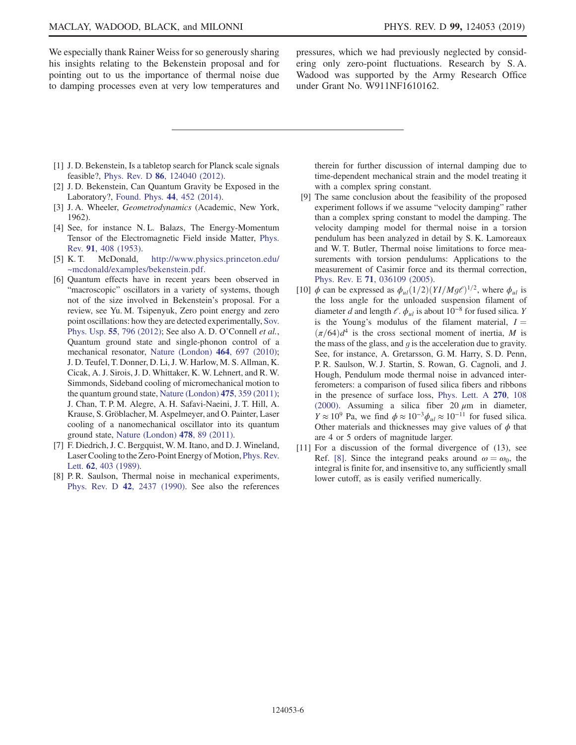We especially thank Rainer Weiss for so generously sharing his insights relating to the Bekenstein proposal and for pointing out to us the importance of thermal noise due to damping processes even at very low temperatures and pressures, which we had previously neglected by considering only zero-point fluctuations. Research by S. A. Wadood was supported by the Army Research Office under Grant No. W911NF1610162.

---

[1] J. D. Bekenstein, Is a tabletop search for Planck scale signals feasible?, Phys. Rev. D **86**, 124040 (2012).

[2] J. D. Bekenstein, Can Quantum Gravity be Exposed in the Laboratory?, Found. Phys. **44**, 452 (2014).

[3] J. A. Wheeler, *Geometrodynamics* (Academic, New York, 1962).

[4] See, for instance N. L. Balazs, The Energy-Momentum Tensor of the Electromagnetic Field inside Matter, Phys. Rev. **91**, 408 (1953).

[5] K. T. McDonald, http://www.physics.princeton.edu/~mcdonald/examples/bekenstein.pdf.

[6] Quantum effects have in recent years been observed in "macroscopic" oscillators in a variety of systems, though not of the size involved in Bekenstein's proposal. For a review, see Yu. M. Tsipenyuk, Zero point energy and zero point oscillations: how they are detected experimentally, Sov. Phys. Usp. **55**, 796 (2012); See also A. D. O'Connell *et al.*, Quantum ground state and single-phonon control of a mechanical resonator, Nature (London) **464**, 697 (2010); J. D. Teufel, T. Donner, D. Li, J. W. Harlow, M. S. Allman, K. Cicak, A. J. Sirois, J. D. Whittaker, K. W. Lehnert, and R. W. Simmonds, Sideband cooling of micromechanical motion to the quantum ground state, Nature (London) **475**, 359 (2011); J. Chan, T. P. M. Alegre, A. H. Safavi-Naeini, J. T. Hill, A. Krause, S. Gröblacher, M. Aspelmeyer, and O. Painter, Laser cooling of a nanomechanical oscillator into its quantum ground state, Nature (London) **478**, 89 (2011).

[7] F. Diedrich, J. C. Bergquist, W. M. Itano, and D. J. Wineland, Laser Cooling to the Zero-Point Energy of Motion, Phys. Rev. Lett. **62**, 403 (1989).

[8] P. R. Saulson, Thermal noise in mechanical experiments, Phys. Rev. D **42**, 2437 (1990). See also the references therein for further discussion of internal damping due to time-dependent mechanical strain and the model treating it with a complex spring constant.

[9] The same conclusion about the feasibility of the proposed experiment follows if we assume "velocity damping" rather than a complex spring constant to model the damping. The velocity damping model for thermal noise in a torsion pendulum has been analyzed in detail by S. K. Lamoreaux and W. T. Butler, Thermal noise limitations to force measurements with torsion pendulums: Applications to the measurement of Casimir force and its thermal correction, Phys. Rev. E **71**, 036109 (2005).

[10] $\phi$ can be expressed as $\phi_{ul}(1/2)(YI/Mg\ell)^{1/2}$, where $\phi_{ul}$ is the loss angle for the unloaded suspension filament of diameter $d$ and length $\ell$. $\phi_{ul}$ is about $10^{-8}$ for fused silica. $Y$ is the Young's modulus of the filament material, $I = (\pi/64)d^4$ is the cross sectional moment of inertia, $M$ is the mass of the glass, and $g$ is the acceleration due to gravity. See, for instance, A. Gretarsson, G. M. Harry, S. D. Penn, P. R. Saulson, W. J. Startin, S. Rowan, G. Cagnoli, and J. Hough, Pendulum mode thermal noise in advanced interferometers: a comparison of fused silica fibers and ribbons in the presence of surface loss, Phys. Lett. A **270**, 108 (2000). Assuming a silica fiber 20 $\mu$m in diameter, $Y \approx 10^9$ Pa, we find $\phi \approx 10^{-3}\phi_{ul} \approx 10^{-11}$ for fused silica. Other materials and thicknesses may give values of $\phi$ that are 4 or 5 orders of magnitude larger.

[11] For a discussion of the formal divergence of (13), see Ref. [8]. Since the integrand peaks around $\omega = \omega_0$, the integral is finite for, and insensitive to, any sufficiently small lower cutoff, as is easily verified numerically.